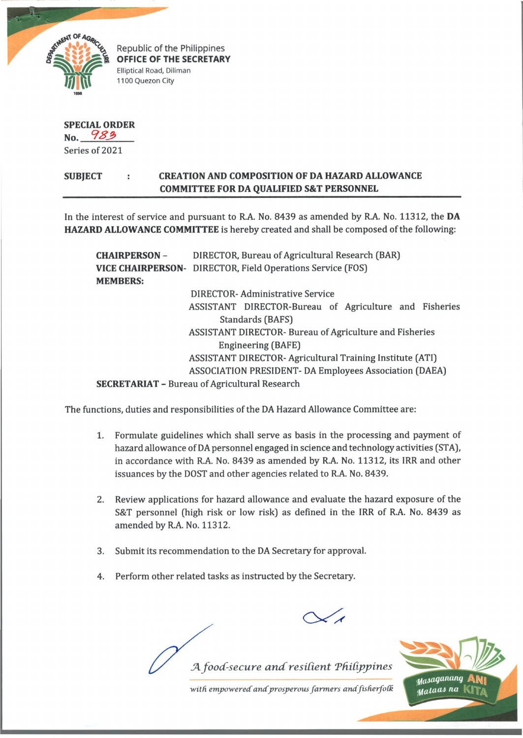Republic of the Philippines
**OFFICE OF THE SECRETARY**
Elliptical Road, Diliman
1100 Quezon City

**SPECIAL ORDER**
**No.** 983
Series of 2021

**SUBJECT : CREATION AND COMPOSITION OF DA HAZARD ALLOWANCE COMMITTEE FOR DA QUALIFIED S&T PERSONNEL**

---

In the interest of service and pursuant to R.A. No. 8439 as amended by R.A. No. 11312, the **DA HAZARD ALLOWANCE COMMITTEE** is hereby created and shall be composed of the following:

**CHAIRPERSON –** DIRECTOR, Bureau of Agricultural Research (BAR)
**VICE CHAIRPERSON-** DIRECTOR, Field Operations Service (FOS)
**MEMBERS:**

- DIRECTOR- Administrative Service
- ASSISTANT DIRECTOR-Bureau of Agriculture and Fisheries Standards (BAFS)
- ASSISTANT DIRECTOR- Bureau of Agriculture and Fisheries Engineering (BAFE)
- ASSISTANT DIRECTOR- Agricultural Training Institute (ATI)
- ASSOCIATION PRESIDENT- DA Employees Association (DAEA)

**SECRETARIAT –** Bureau of Agricultural Research

The functions, duties and responsibilities of the DA Hazard Allowance Committee are:

1. Formulate guidelines which shall serve as basis in the processing and payment of hazard allowance of DA personnel engaged in science and technology activities (STA), in accordance with R.A. No. 8439 as amended by R.A. No. 11312, its IRR and other issuances by the DOST and other agencies related to R.A. No. 8439.

2. Review applications for hazard allowance and evaluate the hazard exposure of the S&T personnel (high risk or low risk) as defined in the IRR of R.A. No. 8439 as amended by R.A. No. 11312.

3. Submit its recommendation to the DA Secretary for approval.

4. Perform other related tasks as instructed by the Secretary.

*A food-secure and resilient Philippines*

*with empowered and prosperous farmers and fisherfolk*

Masaganang ANI Mataas na KITA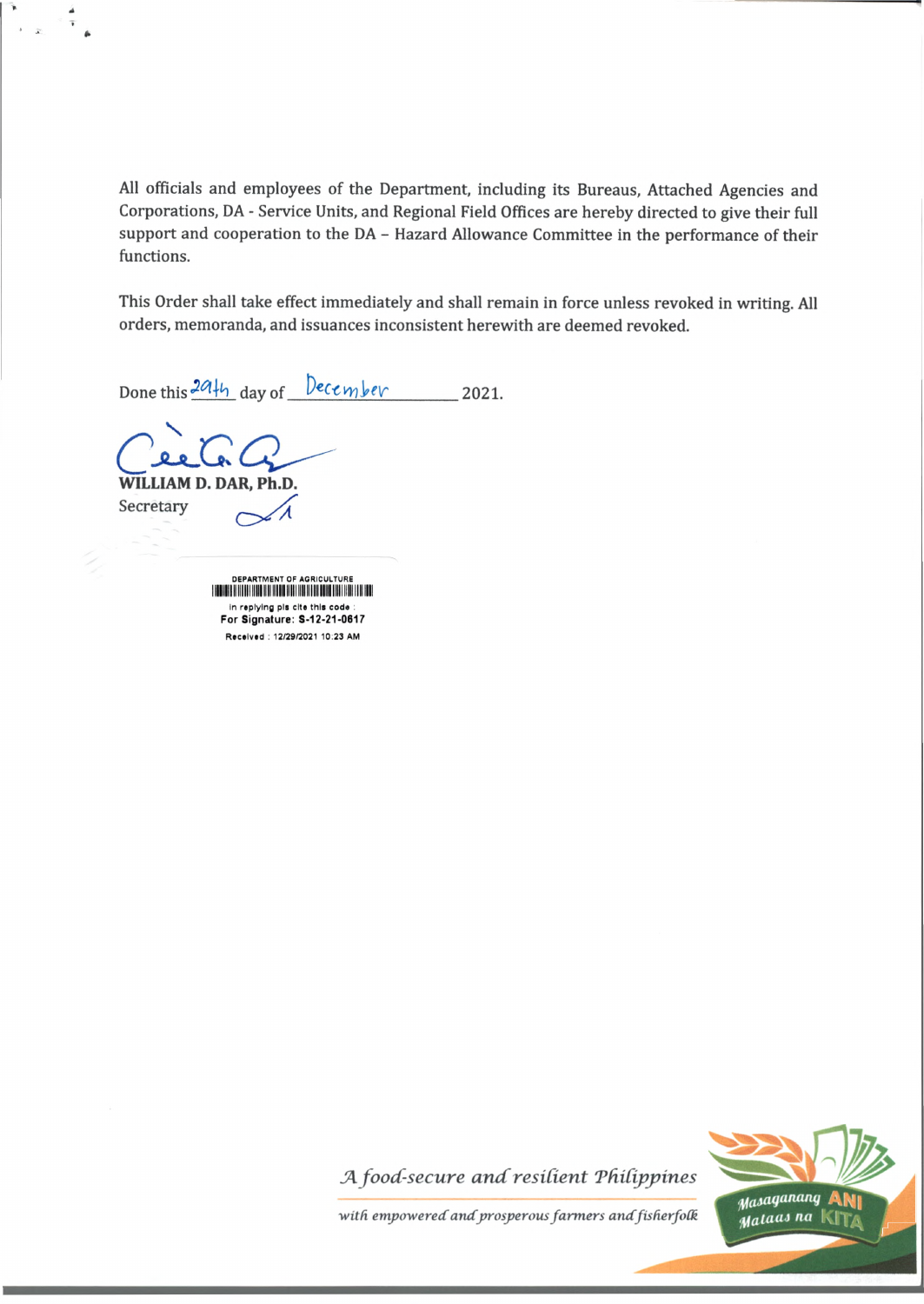All officials and employees of the Department, including its Bureaus, Attached Agencies and Corporations, DA - Service Units, and Regional Field Offices are hereby directed to give their full support and cooperation to the DA – Hazard Allowance Committee in the performance of their functions.

This Order shall take effect immediately and shall remain in force unless revoked in writing. All orders, memoranda, and issuances inconsistent herewith are deemed revoked.

Done this 29th day of December 2021.

**WILLIAM D. DAR, Ph.D.**
Secretary

DEPARTMENT OF AGRICULTURE
In replying pls cite this code :
**For Signature: S-12-21-0617**
Received : 12/29/2021 10:23 AM

*A food-secure and resilient Philippines*

*with empowered and prosperous farmers and fisherfolk*

Masaganang ANI Mataas na KITA